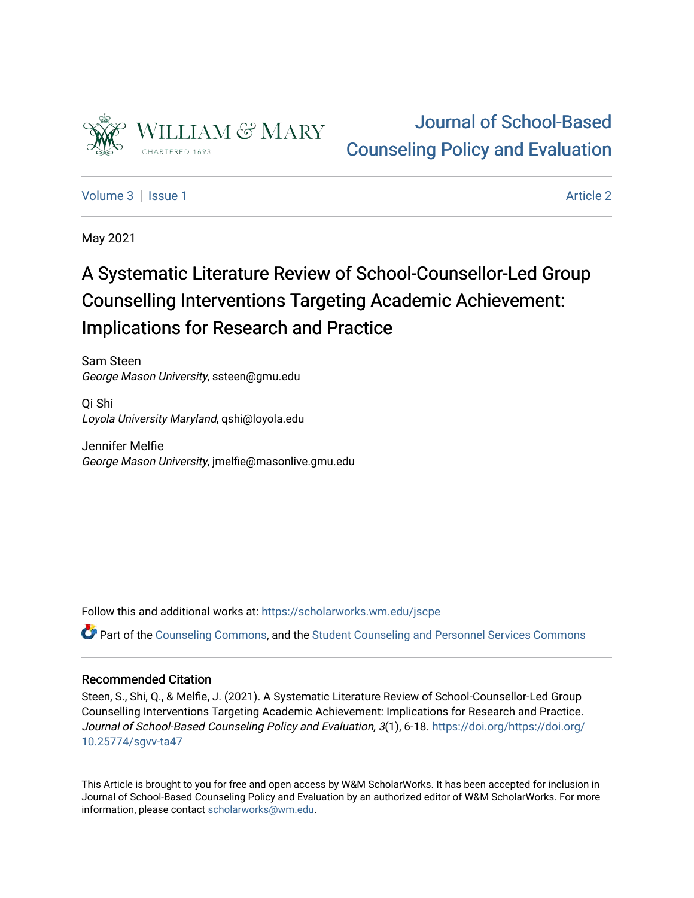Journal of School-Based Counseling Policy and Evaluation

Volume 3 | Issue 1 | Article 2

May 2021

# A Systematic Literature Review of School-Counsellor-Led Group Counselling Interventions Targeting Academic Achievement: Implications for Research and Practice

Sam Steen
*George Mason University*, ssteen@gmu.edu

Qi Shi
*Loyola University Maryland*, qshi@loyola.edu

Jennifer Melfie
*George Mason University*, jmelfie@masonlive.gmu.edu

Follow this and additional works at: https://scholarworks.wm.edu/jscpe

Part of the Counseling Commons, and the Student Counseling and Personnel Services Commons

## Recommended Citation

Steen, S., Shi, Q., & Melfie, J. (2021). A Systematic Literature Review of School-Counsellor-Led Group Counselling Interventions Targeting Academic Achievement: Implications for Research and Practice. *Journal of School-Based Counseling Policy and Evaluation, 3*(1), 6-18. https://doi.org/https://doi.org/10.25774/sgvv-ta47

This Article is brought to you for free and open access by W&M ScholarWorks. It has been accepted for inclusion in Journal of School-Based Counseling Policy and Evaluation by an authorized editor of W&M ScholarWorks. For more information, please contact scholarworks@wm.edu.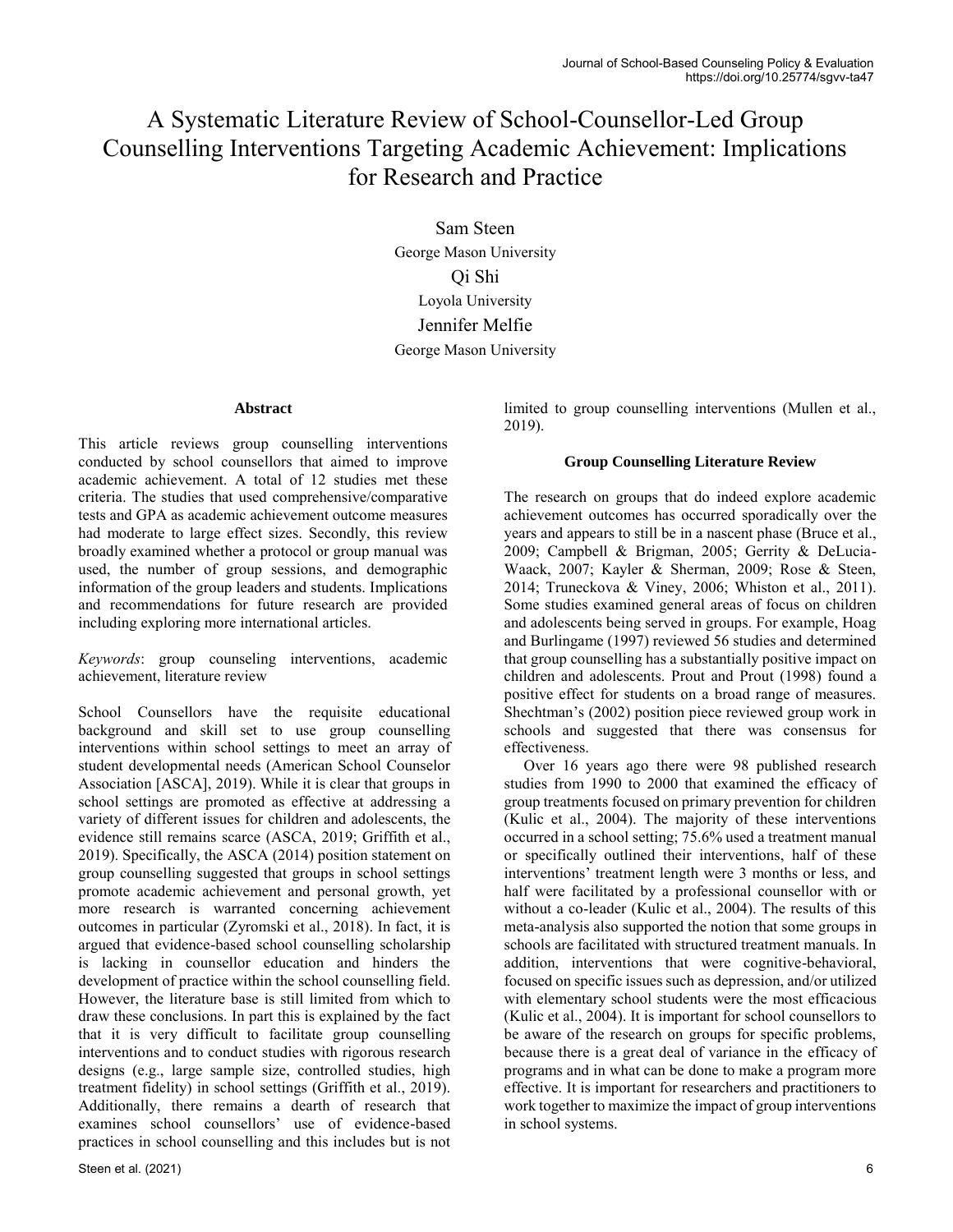# A Systematic Literature Review of School-Counsellor-Led Group Counselling Interventions Targeting Academic Achievement: Implications for Research and Practice

Sam Steen
George Mason University

Qi Shi
Loyola University

Jennifer Melfie
George Mason University

### Abstract

This article reviews group counselling interventions conducted by school counsellors that aimed to improve academic achievement. A total of 12 studies met these criteria. The studies that used comprehensive/comparative tests and GPA as academic achievement outcome measures had moderate to large effect sizes. Secondly, this review broadly examined whether a protocol or group manual was used, the number of group sessions, and demographic information of the group leaders and students. Implications and recommendations for future research are provided including exploring more international articles.

*Keywords*: group counseling interventions, academic achievement, literature review

School Counsellors have the requisite educational background and skill set to use group counselling interventions within school settings to meet an array of student developmental needs (American School Counselor Association [ASCA], 2019). While it is clear that groups in school settings are promoted as effective at addressing a variety of different issues for children and adolescents, the evidence still remains scarce (ASCA, 2019; Griffith et al., 2019). Specifically, the ASCA (2014) position statement on group counselling suggested that groups in school settings promote academic achievement and personal growth, yet more research is warranted concerning achievement outcomes in particular (Zyromski et al., 2018). In fact, it is argued that evidence-based school counselling scholarship is lacking in counsellor education and hinders the development of practice within the school counselling field. However, the literature base is still limited from which to draw these conclusions. In part this is explained by the fact that it is very difficult to facilitate group counselling interventions and to conduct studies with rigorous research designs (e.g., large sample size, controlled studies, high treatment fidelity) in school settings (Griffith et al., 2019). Additionally, there remains a dearth of research that examines school counsellors' use of evidence-based practices in school counselling and this includes but is not limited to group counselling interventions (Mullen et al., 2019).

### Group Counselling Literature Review

The research on groups that do indeed explore academic achievement outcomes has occurred sporadically over the years and appears to still be in a nascent phase (Bruce et al., 2009; Campbell & Brigman, 2005; Gerrity & DeLucia-Waack, 2007; Kayler & Sherman, 2009; Rose & Steen, 2014; Truneckova & Viney, 2006; Whiston et al., 2011). Some studies examined general areas of focus on children and adolescents being served in groups. For example, Hoag and Burlingame (1997) reviewed 56 studies and determined that group counselling has a substantially positive impact on children and adolescents. Prout and Prout (1998) found a positive effect for students on a broad range of measures. Shechtman's (2002) position piece reviewed group work in schools and suggested that there was consensus for effectiveness.

Over 16 years ago there were 98 published research studies from 1990 to 2000 that examined the efficacy of group treatments focused on primary prevention for children (Kulic et al., 2004). The majority of these interventions occurred in a school setting; 75.6% used a treatment manual or specifically outlined their interventions, half of these interventions' treatment length were 3 months or less, and half were facilitated by a professional counsellor with or without a co-leader (Kulic et al., 2004). The results of this meta-analysis also supported the notion that some groups in schools are facilitated with structured treatment manuals. In addition, interventions that were cognitive-behavioral, focused on specific issues such as depression, and/or utilized with elementary school students were the most efficacious (Kulic et al., 2004). It is important for school counsellors to be aware of the research on groups for specific problems, because there is a great deal of variance in the efficacy of programs and in what can be done to make a program more effective. It is important for researchers and practitioners to work together to maximize the impact of group interventions in school systems.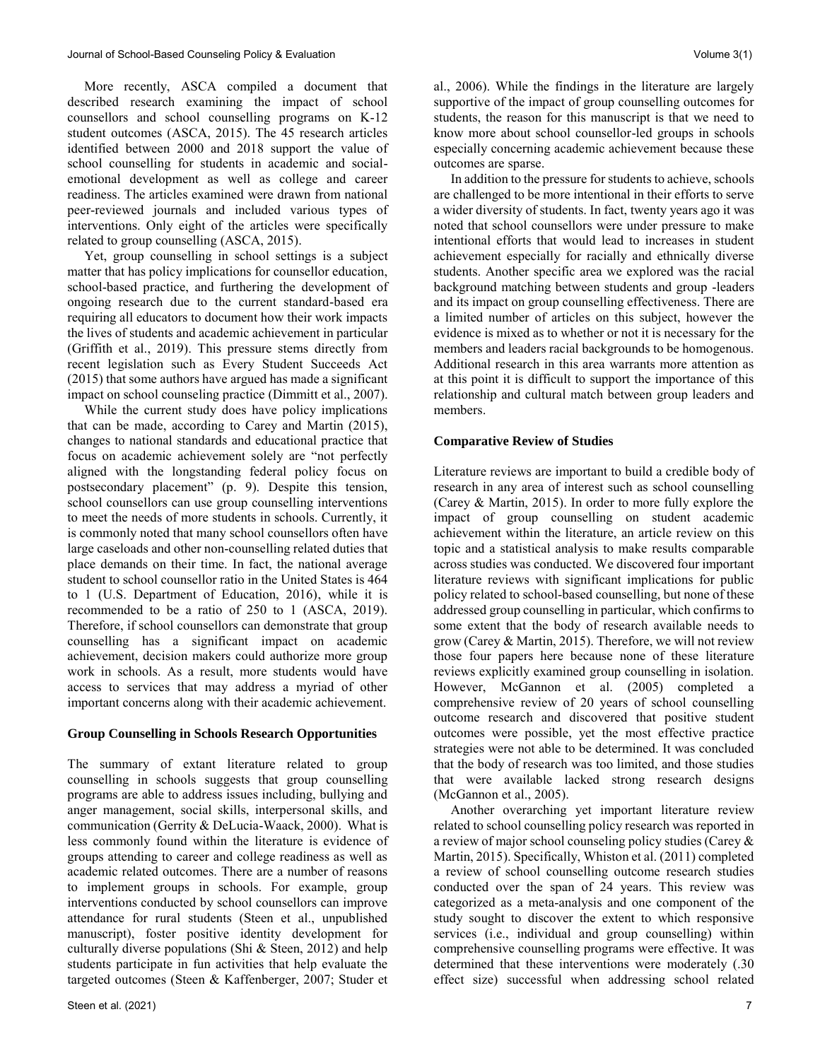More recently, ASCA compiled a document that described research examining the impact of school counsellors and school counselling programs on K-12 student outcomes (ASCA, 2015). The 45 research articles identified between 2000 and 2018 support the value of school counselling for students in academic and social-emotional development as well as college and career readiness. The articles examined were drawn from national peer-reviewed journals and included various types of interventions. Only eight of the articles were specifically related to group counselling (ASCA, 2015).

Yet, group counselling in school settings is a subject matter that has policy implications for counsellor education, school-based practice, and furthering the development of ongoing research due to the current standard-based era requiring all educators to document how their work impacts the lives of students and academic achievement in particular (Griffith et al., 2019). This pressure stems directly from recent legislation such as Every Student Succeeds Act (2015) that some authors have argued has made a significant impact on school counseling practice (Dimmitt et al., 2007).

While the current study does have policy implications that can be made, according to Carey and Martin (2015), changes to national standards and educational practice that focus on academic achievement solely are "not perfectly aligned with the longstanding federal policy focus on postsecondary placement" (p. 9). Despite this tension, school counsellors can use group counselling interventions to meet the needs of more students in schools. Currently, it is commonly noted that many school counsellors often have large caseloads and other non-counselling related duties that place demands on their time. In fact, the national average student to school counsellor ratio in the United States is 464 to 1 (U.S. Department of Education, 2016), while it is recommended to be a ratio of 250 to 1 (ASCA, 2019). Therefore, if school counsellors can demonstrate that group counselling has a significant impact on academic achievement, decision makers could authorize more group work in schools. As a result, more students would have access to services that may address a myriad of other important concerns along with their academic achievement.

### Group Counselling in Schools Research Opportunities

The summary of extant literature related to group counselling in schools suggests that group counselling programs are able to address issues including, bullying and anger management, social skills, interpersonal skills, and communication (Gerrity & DeLucia-Waack, 2000). What is less commonly found within the literature is evidence of groups attending to career and college readiness as well as academic related outcomes. There are a number of reasons to implement groups in schools. For example, group interventions conducted by school counsellors can improve attendance for rural students (Steen et al., unpublished manuscript), foster positive identity development for culturally diverse populations (Shi & Steen, 2012) and help students participate in fun activities that help evaluate the targeted outcomes (Steen & Kaffenberger, 2007; Studer et al., 2006). While the findings in the literature are largely supportive of the impact of group counselling outcomes for students, the reason for this manuscript is that we need to know more about school counsellor-led groups in schools especially concerning academic achievement because these outcomes are sparse.

In addition to the pressure for students to achieve, schools are challenged to be more intentional in their efforts to serve a wider diversity of students. In fact, twenty years ago it was noted that school counsellors were under pressure to make intentional efforts that would lead to increases in student achievement especially for racially and ethnically diverse students. Another specific area we explored was the racial background matching between students and group -leaders and its impact on group counselling effectiveness. There are a limited number of articles on this subject, however the evidence is mixed as to whether or not it is necessary for the members and leaders racial backgrounds to be homogenous. Additional research in this area warrants more attention as at this point it is difficult to support the importance of this relationship and cultural match between group leaders and members.

### Comparative Review of Studies

Literature reviews are important to build a credible body of research in any area of interest such as school counselling (Carey & Martin, 2015). In order to more fully explore the impact of group counselling on student academic achievement within the literature, an article review on this topic and a statistical analysis to make results comparable across studies was conducted. We discovered four important literature reviews with significant implications for public policy related to school-based counselling, but none of these addressed group counselling in particular, which confirms to some extent that the body of research available needs to grow (Carey & Martin, 2015). Therefore, we will not review those four papers here because none of these literature reviews explicitly examined group counselling in isolation. However, McGannon et al. (2005) completed a comprehensive review of 20 years of school counselling outcome research and discovered that positive student outcomes were possible, yet the most effective practice strategies were not able to be determined. It was concluded that the body of research was too limited, and those studies that were available lacked strong research designs (McGannon et al., 2005).

Another overarching yet important literature review related to school counselling policy research was reported in a review of major school counseling policy studies (Carey & Martin, 2015). Specifically, Whiston et al. (2011) completed a review of school counselling outcome research studies conducted over the span of 24 years. This review was categorized as a meta-analysis and one component of the study sought to discover the extent to which responsive services (i.e., individual and group counselling) within comprehensive counselling programs were effective. It was determined that these interventions were moderately (.30 effect size) successful when addressing school related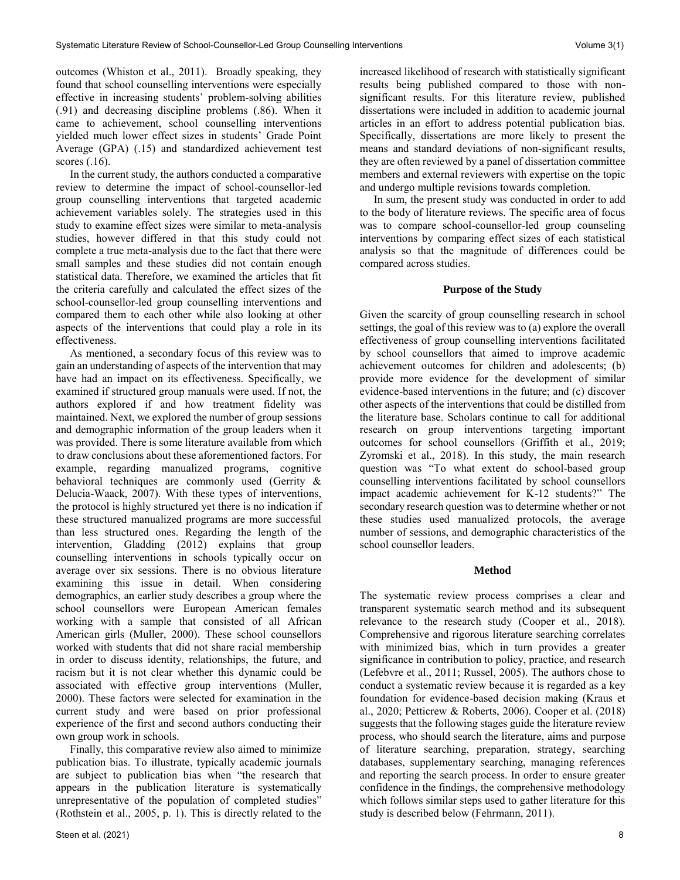outcomes (Whiston et al., 2011). Broadly speaking, they found that school counselling interventions were especially effective in increasing students' problem-solving abilities (.91) and decreasing discipline problems (.86). When it came to achievement, school counselling interventions yielded much lower effect sizes in students' Grade Point Average (GPA) (.15) and standardized achievement test scores (.16).

In the current study, the authors conducted a comparative review to determine the impact of school-counsellor-led group counselling interventions that targeted academic achievement variables solely. The strategies used in this study to examine effect sizes were similar to meta-analysis studies, however differed in that this study could not complete a true meta-analysis due to the fact that there were small samples and these studies did not contain enough statistical data. Therefore, we examined the articles that fit the criteria carefully and calculated the effect sizes of the school-counsellor-led group counselling interventions and compared them to each other while also looking at other aspects of the interventions that could play a role in its effectiveness.

As mentioned, a secondary focus of this review was to gain an understanding of aspects of the intervention that may have had an impact on its effectiveness. Specifically, we examined if structured group manuals were used. If not, the authors explored if and how treatment fidelity was maintained. Next, we explored the number of group sessions and demographic information of the group leaders when it was provided. There is some literature available from which to draw conclusions about these aforementioned factors. For example, regarding manualized programs, cognitive behavioral techniques are commonly used (Gerrity & Delucia-Waack, 2007). With these types of interventions, the protocol is highly structured yet there is no indication if these structured manualized programs are more successful than less structured ones. Regarding the length of the intervention, Gladding (2012) explains that group counselling interventions in schools typically occur on average over six sessions. There is no obvious literature examining this issue in detail. When considering demographics, an earlier study describes a group where the school counsellors were European American females working with a sample that consisted of all African American girls (Muller, 2000). These school counsellors worked with students that did not share racial membership in order to discuss identity, relationships, the future, and racism but it is not clear whether this dynamic could be associated with effective group interventions (Muller, 2000). These factors were selected for examination in the current study and were based on prior professional experience of the first and second authors conducting their own group work in schools.

Finally, this comparative review also aimed to minimize publication bias. To illustrate, typically academic journals are subject to publication bias when "the research that appears in the publication literature is systematically unrepresentative of the population of completed studies" (Rothstein et al., 2005, p. 1). This is directly related to the increased likelihood of research with statistically significant results being published compared to those with non-significant results. For this literature review, published dissertations were included in addition to academic journal articles in an effort to address potential publication bias. Specifically, dissertations are more likely to present the means and standard deviations of non-significant results, they are often reviewed by a panel of dissertation committee members and external reviewers with expertise on the topic and undergo multiple revisions towards completion.

In sum, the present study was conducted in order to add to the body of literature reviews. The specific area of focus was to compare school-counsellor-led group counseling interventions by comparing effect sizes of each statistical analysis so that the magnitude of differences could be compared across studies.

## Purpose of the Study

Given the scarcity of group counselling research in school settings, the goal of this review was to (a) explore the overall effectiveness of group counselling interventions facilitated by school counsellors that aimed to improve academic achievement outcomes for children and adolescents; (b) provide more evidence for the development of similar evidence-based interventions in the future; and (c) discover other aspects of the interventions that could be distilled from the literature base. Scholars continue to call for additional research on group interventions targeting important outcomes for school counsellors (Griffith et al., 2019; Zyromski et al., 2018). In this study, the main research question was "To what extent do school-based group counselling interventions facilitated by school counsellors impact academic achievement for K-12 students?" The secondary research question was to determine whether or not these studies used manualized protocols, the average number of sessions, and demographic characteristics of the school counsellor leaders.

## Method

The systematic review process comprises a clear and transparent systematic search method and its subsequent relevance to the research study (Cooper et al., 2018). Comprehensive and rigorous literature searching correlates with minimized bias, which in turn provides a greater significance in contribution to policy, practice, and research (Lefebvre et al., 2011; Russel, 2005). The authors chose to conduct a systematic review because it is regarded as a key foundation for evidence-based decision making (Kraus et al., 2020; Petticrew & Roberts, 2006). Cooper et al. (2018) suggests that the following stages guide the literature review process, who should search the literature, aims and purpose of literature searching, preparation, strategy, searching databases, supplementary searching, managing references and reporting the search process. In order to ensure greater confidence in the findings, the comprehensive methodology which follows similar steps used to gather literature for this study is described below (Fehrmann, 2011).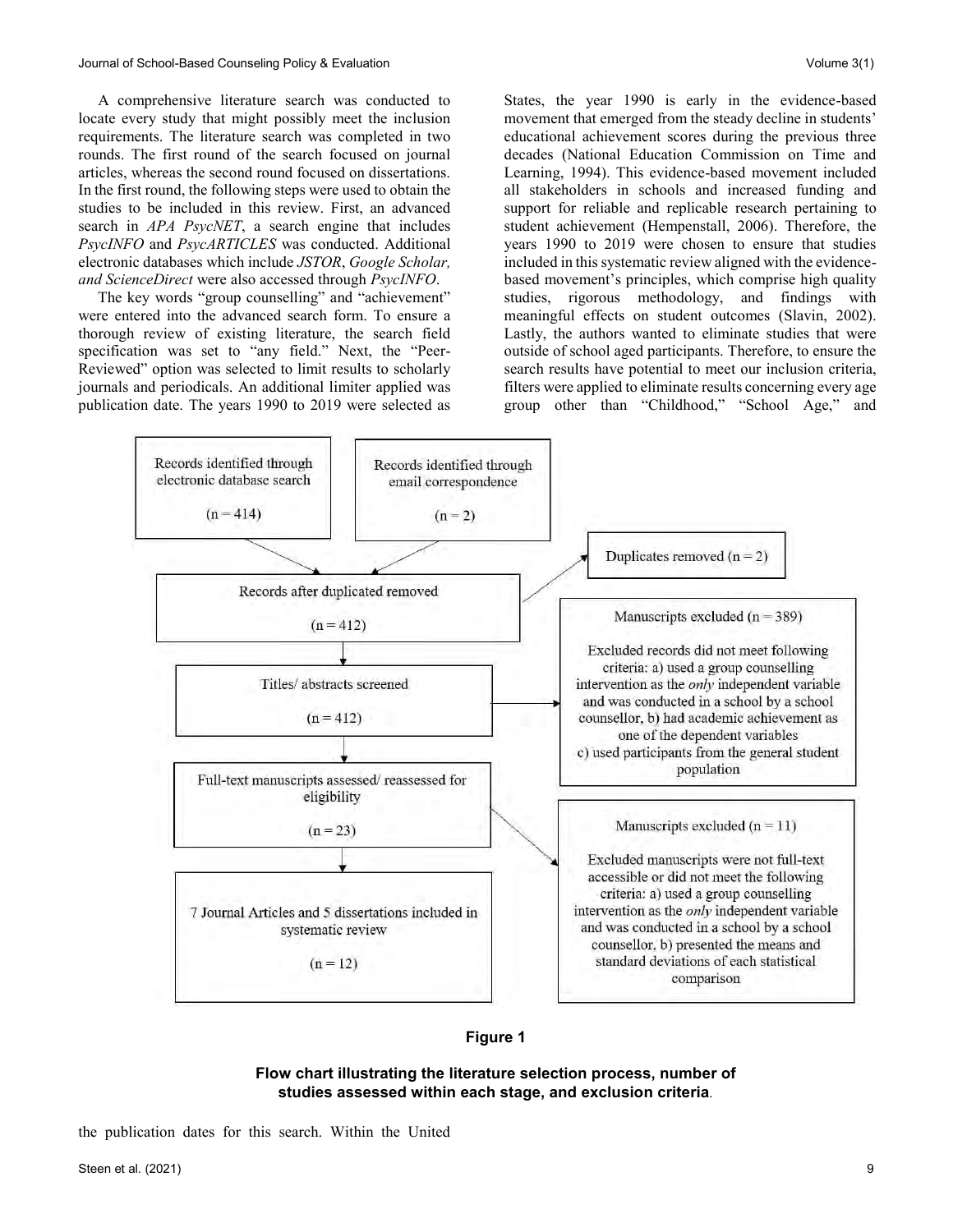A comprehensive literature search was conducted to locate every study that might possibly meet the inclusion requirements. The literature search was completed in two rounds. The first round of the search focused on journal articles, whereas the second round focused on dissertations. In the first round, the following steps were used to obtain the studies to be included in this review. First, an advanced search in *APA PsycNET*, a search engine that includes *PsycINFO* and *PsycARTICLES* was conducted. Additional electronic databases which include *JSTOR*, *Google Scholar, and ScienceDirect* were also accessed through *PsycINFO*.

The key words "group counselling" and "achievement" were entered into the advanced search form. To ensure a thorough review of existing literature, the search field specification was set to "any field." Next, the "Peer-Reviewed" option was selected to limit results to scholarly journals and periodicals. An additional limiter applied was publication date. The years 1990 to 2019 were selected as the publication dates for this search. Within the United States, the year 1990 is early in the evidence-based movement that emerged from the steady decline in students' educational achievement scores during the previous three decades (National Education Commission on Time and Learning, 1994). This evidence-based movement included all stakeholders in schools and increased funding and support for reliable and replicable research pertaining to student achievement (Hempenstall, 2006). Therefore, the years 1990 to 2019 were chosen to ensure that studies included in this systematic review aligned with the evidence-based movement's principles, which comprise high quality studies, rigorous methodology, and findings with meaningful effects on student outcomes (Slavin, 2002). Lastly, the authors wanted to eliminate studies that were outside of school aged participants. Therefore, to ensure the search results have potential to meet our inclusion criteria, filters were applied to eliminate results concerning every age group other than "Childhood," "School Age," and

Records identified through electronic database search (n = 414)

Records identified through email correspondence (n = 2)

Duplicates removed (n = 2)

Records after duplicated removed (n = 412)

Titles/ abstracts screened (n = 412)

Manuscripts excluded (n = 389)

Excluded records did not meet following criteria: a) used a group counselling intervention as the *only* independent variable and was conducted in a school by a school counsellor, b) had academic achievement as one of the dependent variables c) used participants from the general student population

Full-text manuscripts assessed/ reassessed for eligibility (n = 23)

Manuscripts excluded (n = 11)

Excluded manuscripts were not full-text accessible or did not meet the following criteria: a) used a group counselling intervention as the *only* independent variable and was conducted in a school by a school counsellor, b) presented the means and standard deviations of each statistical comparison

7 Journal Articles and 5 dissertations included in systematic review (n = 12)

**Figure 1**

**Flow chart illustrating the literature selection process, number of studies assessed within each stage, and exclusion criteria.**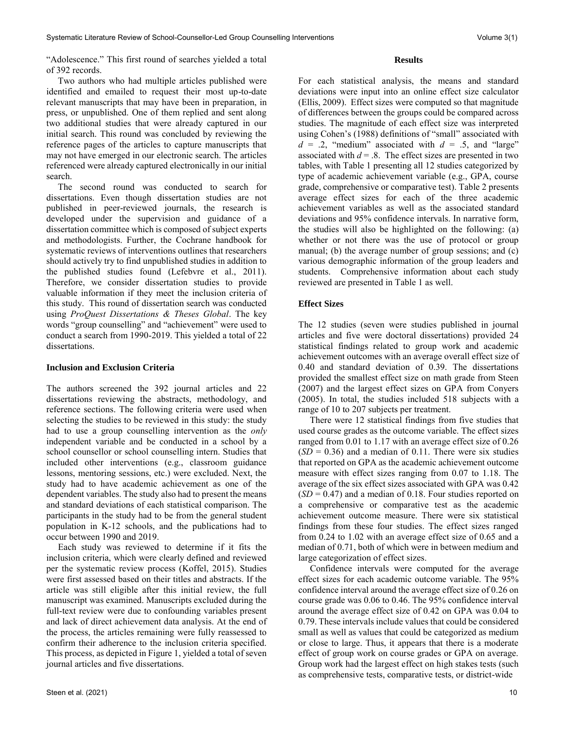"Adolescence." This first round of searches yielded a total of 392 records.

Two authors who had multiple articles published were identified and emailed to request their most up-to-date relevant manuscripts that may have been in preparation, in press, or unpublished. One of them replied and sent along two additional studies that were already captured in our initial search. This round was concluded by reviewing the reference pages of the articles to capture manuscripts that may not have emerged in our electronic search. The articles referenced were already captured electronically in our initial search.

The second round was conducted to search for dissertations. Even though dissertation studies are not published in peer-reviewed journals, the research is developed under the supervision and guidance of a dissertation committee which is composed of subject experts and methodologists. Further, the Cochrane handbook for systematic reviews of interventions outlines that researchers should actively try to find unpublished studies in addition to the published studies found (Lefebvre et al., 2011). Therefore, we consider dissertation studies to provide valuable information if they meet the inclusion criteria of this study. This round of dissertation search was conducted using *ProQuest Dissertations & Theses Global*. The key words "group counselling" and "achievement" were used to conduct a search from 1990-2019. This yielded a total of 22 dissertations.

### Inclusion and Exclusion Criteria

The authors screened the 392 journal articles and 22 dissertations reviewing the abstracts, methodology, and reference sections. The following criteria were used when selecting the studies to be reviewed in this study: the study had to use a group counselling intervention as the *only* independent variable and be conducted in a school by a school counsellor or school counselling intern. Studies that included other interventions (e.g., classroom guidance lessons, mentoring sessions, etc.) were excluded. Next, the study had to have academic achievement as one of the dependent variables. The study also had to present the means and standard deviations of each statistical comparison. The participants in the study had to be from the general student population in K-12 schools, and the publications had to occur between 1990 and 2019.

Each study was reviewed to determine if it fits the inclusion criteria, which were clearly defined and reviewed per the systematic review process (Koffel, 2015). Studies were first assessed based on their titles and abstracts. If the article was still eligible after this initial review, the full manuscript was examined. Manuscripts excluded during the full-text review were due to confounding variables present and lack of direct achievement data analysis. At the end of the process, the articles remaining were fully reassessed to confirm their adherence to the inclusion criteria specified. This process, as depicted in Figure 1, yielded a total of seven journal articles and five dissertations.

## Results

For each statistical analysis, the means and standard deviations were input into an online effect size calculator (Ellis, 2009). Effect sizes were computed so that magnitude of differences between the groups could be compared across studies. The magnitude of each effect size was interpreted using Cohen's (1988) definitions of "small" associated with $d = .2$, "medium" associated with $d = .5$, and "large" associated with $d = .8$. The effect sizes are presented in two tables, with Table 1 presenting all 12 studies categorized by type of academic achievement variable (e.g., GPA, course grade, comprehensive or comparative test). Table 2 presents average effect sizes for each of the three academic achievement variables as well as the associated standard deviations and 95% confidence intervals. In narrative form, the studies will also be highlighted on the following: (a) whether or not there was the use of protocol or group manual; (b) the average number of group sessions; and (c) various demographic information of the group leaders and students. Comprehensive information about each study reviewed are presented in Table 1 as well.

### Effect Sizes

The 12 studies (seven were studies published in journal articles and five were doctoral dissertations) provided 24 statistical findings related to group work and academic achievement outcomes with an average overall effect size of 0.40 and standard deviation of 0.39. The dissertations provided the smallest effect size on math grade from Steen (2007) and the largest effect sizes on GPA from Conyers (2005). In total, the studies included 518 subjects with a range of 10 to 207 subjects per treatment.

There were 12 statistical findings from five studies that used course grades as the outcome variable. The effect sizes ranged from 0.01 to 1.17 with an average effect size of 0.26 ($SD = 0.36$) and a median of 0.11. There were six studies that reported on GPA as the academic achievement outcome measure with effect sizes ranging from 0.07 to 1.18. The average of the six effect sizes associated with GPA was 0.42 ($SD = 0.47$) and a median of 0.18. Four studies reported on a comprehensive or comparative test as the academic achievement outcome measure. There were six statistical findings from these four studies. The effect sizes ranged from 0.24 to 1.02 with an average effect size of 0.65 and a median of 0.71, both of which were in between medium and large categorization of effect sizes.

Confidence intervals were computed for the average effect sizes for each academic outcome variable. The 95% confidence interval around the average effect size of 0.26 on course grade was 0.06 to 0.46. The 95% confidence interval around the average effect size of 0.42 on GPA was 0.04 to 0.79. These intervals include values that could be considered small as well as values that could be categorized as medium or close to large. Thus, it appears that there is a moderate effect of group work on course grades or GPA on average. Group work had the largest effect on high stakes tests (such as comprehensive tests, comparative tests, or district-wide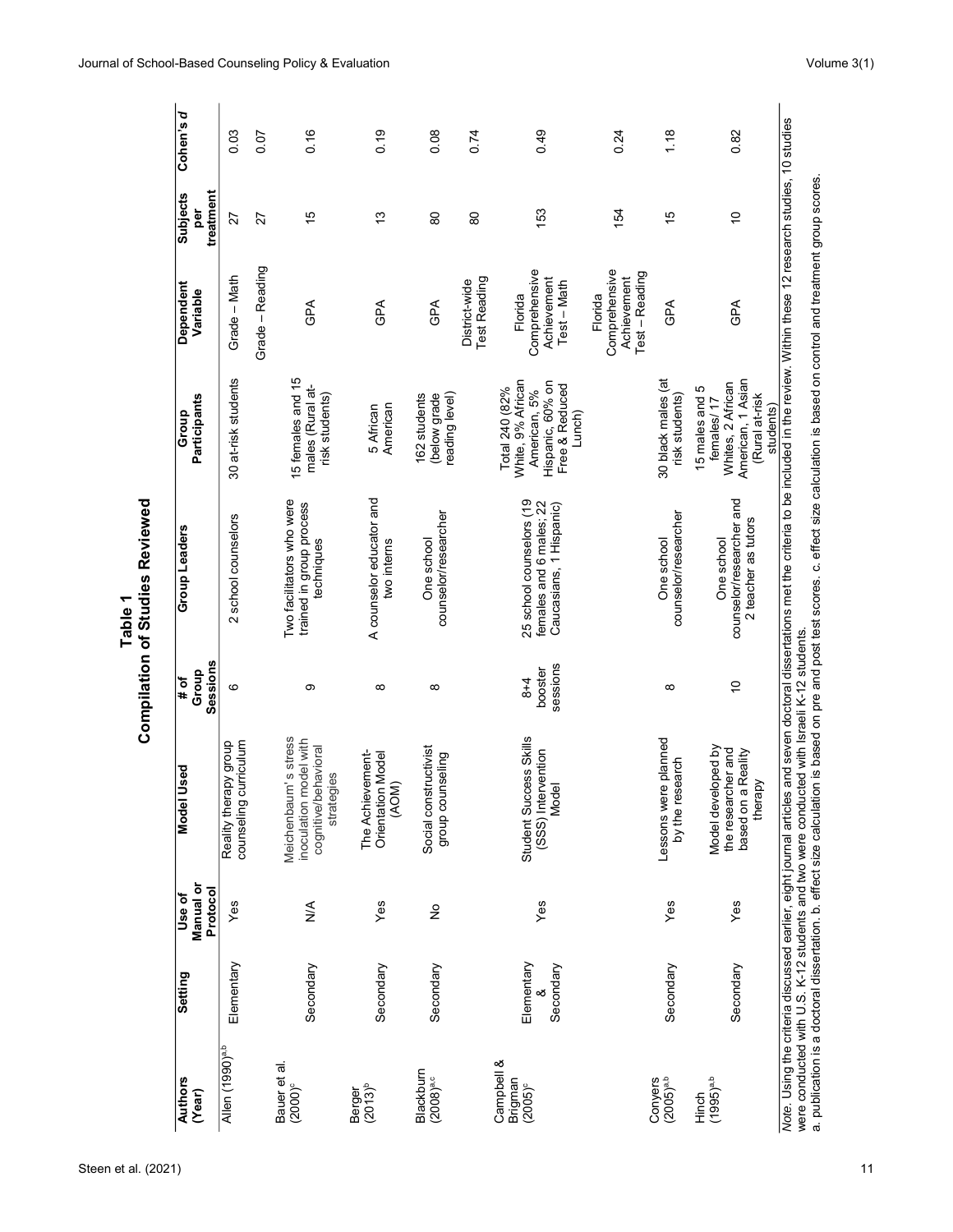**Table 1**
**Compilation of Studies Reviewed**

| Authors (Year) | Setting | Use of Manual or Protocol | Model Used | # of Group Sessions | Group Leaders | Group Participants | Dependent Variable | Subjects per treatment | Cohen's *d* |
|---|---|---|---|---|---|---|---|---|---|
| Allen (1990)[a,b] | Elementary | Yes | Reality therapy group counseling curriculum | 6 | 2 school counselors | 30 at-risk students | Grade – Math | 27 | 0.03 |
| | | | | | | | Grade – Reading | 27 | 0.07 |
| Bauer et al. (2000)[c] | Secondary | N/A | Meichenbaum's stress inoculation model with cognitive/behavioral strategies | 9 | Two facilitators who were trained in group process techniques | 15 females and 15 males (Rural at-risk students) | GPA | 15 | 0.16 |
| Berger (2013)[b] | Secondary | Yes | The Achievement-Orientation Model (AOM) | 8 | A counselor educator and two interns | 5 African American | GPA | 13 | 0.19 |
| Blackburn (2008)[a,c] | Secondary | No | Social constructivist group counseling | 8 | One school counselor/researcher | 162 students (below grade reading level) | GPA | 80 | 0.08 |
| | | | | | | | District-wide Test Reading | 80 | 0.74 |
| Campbell & Brigman (2005)[c] | Elementary & Secondary | Yes | Student Success Skills (SSS) Intervention Model | 8+4 booster sessions | 25 school counselors (19 females and 6 males; 22 Caucasians, 1 Hispanic) | Total 240 (82% White, 9% African American, 5% Hispanic, 60% on Free & Reduced Lunch) | Florida Comprehensive Achievement Test – Math | 153 | 0.49 |
| | | | | | | | Florida Comprehensive Achievement Test – Reading | 154 | 0.24 |
| Conyers (2005)[a,b] | Secondary | Yes | Lessons were planned by the research | 8 | One school counselor/researcher | 30 black males (at risk students) | GPA | 15 | 1.18 |
| Hinch (1995)[a,b] | Secondary | Yes | Model developed by the researcher and based on a Reality therapy | 10 | One school counselor/researcher and 2 teacher as tutors | 15 males and 5 females/17 Whites, 2 African American, 1 Asian (Rural at-risk students) | GPA | 10 | 0.82 |

*Note*. Using the criteria discussed earlier, eight journal articles and seven doctoral dissertations met the criteria to be included in the review. Within these 12 research studies, 10 studies were conducted with U.S. K-12 students and two were conducted with Israeli K-12 students.
a. publication is a doctoral dissertation. b. effect size calculation is based on pre and post test scores. c. effect size calculation is based on control and treatment group scores.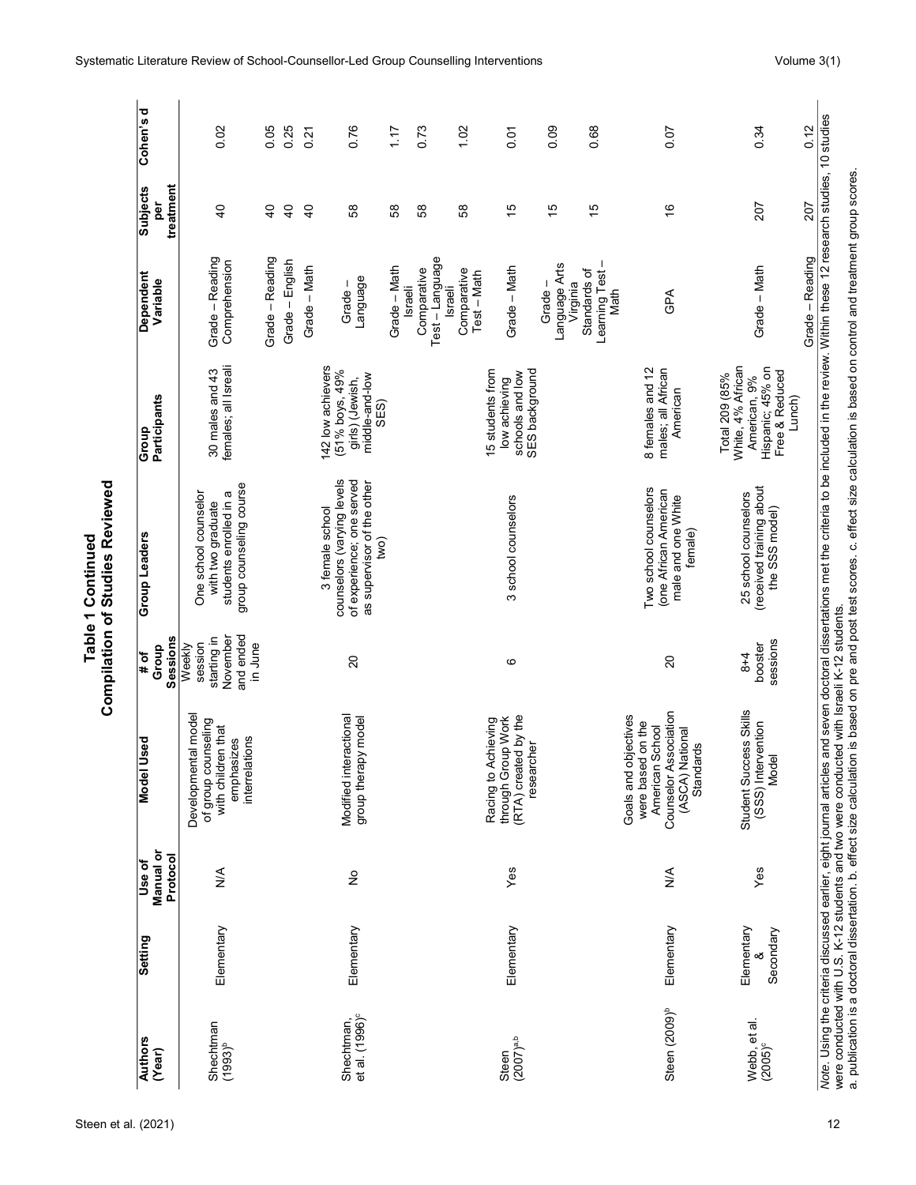**Table 1 Continued**
**Compilation of Studies Reviewed**

| Authors (Year) | Setting | Use of Manual or Protocol | Model Used | # of Group Sessions | Group Leaders | Group Participants | Dependent Variable | Subjects per treatment | Cohen's d |
|---|---|---|---|---|---|---|---|---|---|
| Shechtman (1993)[b] | Elementary | N/A | Developmental model of group counseling with children that emphasizes interrelations | Weekly session starting in November and ended in June | One school counselor with two graduate students enrolled in a group counseling course | 30 males and 43 females; all Isreali | Grade – Reading Comprehension | 40 | 0.02 |
| | | | | | | | Grade – Reading | 40 | 0.05 |
| | | | | | | | Grade – English | 40 | 0.25 |
| | | | | | | | Grade – Math | 40 | 0.21 |
| Shechtman, et al. (1996)[c] | Elementary | No | Modified interactional group therapy model | 20 | 3 female school counselors (varying levels of experience; one served as supervisor of the other two) | 142 low achievers (51% boys, 49% girls) (Jewish, middle-and-low SES) | Grade – Language | 58 | 0.76 |
| | | | | | | | Grade – Math | 58 | 1.17 |
| | | | | | | | Israeli Comparative Test – Language | 58 | 0.73 |
| | | | | | | | Israeli Comparative Test – Math | 58 | 1.02 |
| Steen (2007)[a,b] | Elementary | Yes | Racing to Achieving through Group Work (RTA) created by the researcher | 6 | 3 school counselors | 15 students from low achieving schools and low SES background | Grade – Math | 15 | 0.01 |
| | | | | | | | Grade – Language Arts | 15 | 0.09 |
| | | | | | | | Virginia Standards of Learning Test – Math | 15 | 0.68 |
| Steen (2009)[b] | Elementary | N/A | Goals and objectives were based on the American School Counselor Association (ASCA) National Standards | 20 | Two school counselors (one African American male and one White female) | 8 females and 12 males; all African American | GPA | 16 | 0.07 |
| Webb, et al. (2005)[c] | Elementary & Secondary | Yes | Student Success Skills (SSS) Intervention Model | 8+4 booster sessions | 25 school counselors (received training about the SSS model) | Total 209 (85% White, 4% African American, 9% Hispanic; 45% on Free & Reduced Lunch) | Grade – Math | 207 | 0.34 |
| | | | | | | | Grade – Reading | 207 | 0.12 |

*Note*. Using the criteria discussed earlier, eight journal articles and seven doctoral dissertations met the criteria to be included in the review. Within these 12 research studies, 10 studies were conducted with U.S. K-12 students and two were conducted with Israeli K-12 students.
a. publication is a doctoral dissertation. b. effect size calculation is based on pre and post test scores. c. effect size calculation is based on control and treatment group scores.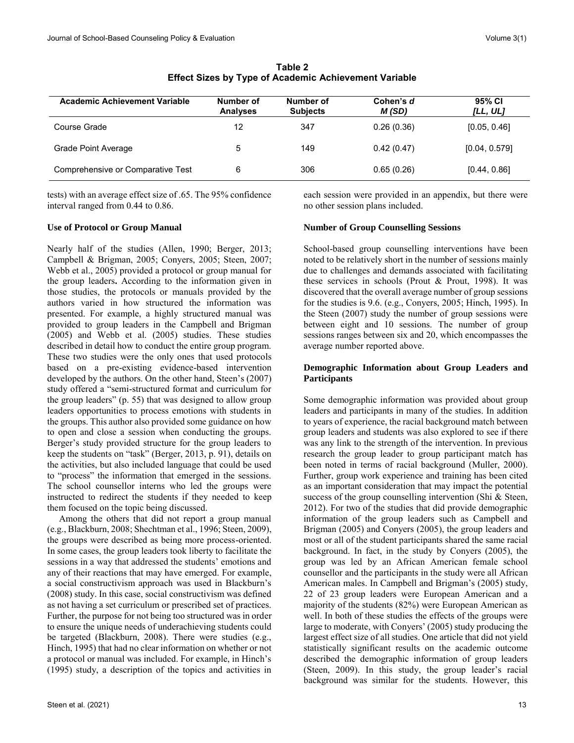**Table 2**
**Effect Sizes by Type of Academic Achievement Variable**

| Academic Achievement Variable | Number of Analyses | Number of Subjects | Cohen's *d* *M (SD)* | 95% CI *[LL, UL]* |
|---|---|---|---|---|
| Course Grade | 12 | 347 | 0.26 (0.36) | [0.05, 0.46] |
| Grade Point Average | 5 | 149 | 0.42 (0.47) | [0.04, 0.579] |
| Comprehensive or Comparative Test | 6 | 306 | 0.65 (0.26) | [0.44, 0.86] |

tests) with an average effect size of .65. The 95% confidence interval ranged from 0.44 to 0.86.

### Use of Protocol or Group Manual

Nearly half of the studies (Allen, 1990; Berger, 2013; Campbell & Brigman, 2005; Conyers, 2005; Steen, 2007; Webb et al., 2005) provided a protocol or group manual for the group leaders**.** According to the information given in those studies, the protocols or manuals provided by the authors varied in how structured the information was presented. For example, a highly structured manual was provided to group leaders in the Campbell and Brigman (2005) and Webb et al. (2005) studies. These studies described in detail how to conduct the entire group program. These two studies were the only ones that used protocols based on a pre-existing evidence-based intervention developed by the authors. On the other hand, Steen's (2007) study offered a "semi-structured format and curriculum for the group leaders" (p. 55) that was designed to allow group leaders opportunities to process emotions with students in the groups. This author also provided some guidance on how to open and close a session when conducting the groups. Berger's study provided structure for the group leaders to keep the students on "task" (Berger, 2013, p. 91), details on the activities, but also included language that could be used to "process" the information that emerged in the sessions. The school counsellor interns who led the groups were instructed to redirect the students if they needed to keep them focused on the topic being discussed.

Among the others that did not report a group manual (e.g., Blackburn, 2008; Shechtman et al., 1996; Steen, 2009), the groups were described as being more process-oriented. In some cases, the group leaders took liberty to facilitate the sessions in a way that addressed the students' emotions and any of their reactions that may have emerged. For example, a social constructivism approach was used in Blackburn's (2008) study. In this case, social constructivism was defined as not having a set curriculum or prescribed set of practices. Further, the purpose for not being too structured was in order to ensure the unique needs of underachieving students could be targeted (Blackburn, 2008). There were studies (e.g., Hinch, 1995) that had no clear information on whether or not a protocol or manual was included. For example, in Hinch's (1995) study, a description of the topics and activities in each session were provided in an appendix, but there were no other session plans included.

### Number of Group Counselling Sessions

School-based group counselling interventions have been noted to be relatively short in the number of sessions mainly due to challenges and demands associated with facilitating these services in schools (Prout & Prout, 1998). It was discovered that the overall average number of group sessions for the studies is 9.6. (e.g., Conyers, 2005; Hinch, 1995). In the Steen (2007) study the number of group sessions were between eight and 10 sessions. The number of group sessions ranges between six and 20, which encompasses the average number reported above.

### Demographic Information about Group Leaders and Participants

Some demographic information was provided about group leaders and participants in many of the studies. In addition to years of experience, the racial background match between group leaders and students was also explored to see if there was any link to the strength of the intervention. In previous research the group leader to group participant match has been noted in terms of racial background (Muller, 2000). Further, group work experience and training has been cited as an important consideration that may impact the potential success of the group counselling intervention (Shi & Steen, 2012). For two of the studies that did provide demographic information of the group leaders such as Campbell and Brigman (2005) and Conyers (2005), the group leaders and most or all of the student participants shared the same racial background. In fact, in the study by Conyers (2005), the group was led by an African American female school counsellor and the participants in the study were all African American males. In Campbell and Brigman's (2005) study, 22 of 23 group leaders were European American and a majority of the students (82%) were European American as well. In both of these studies the effects of the groups were large to moderate, with Conyers' (2005) study producing the largest effect size of all studies. One article that did not yield statistically significant results on the academic outcome described the demographic information of group leaders (Steen, 2009). In this study, the group leader's racial background was similar for the students. However, this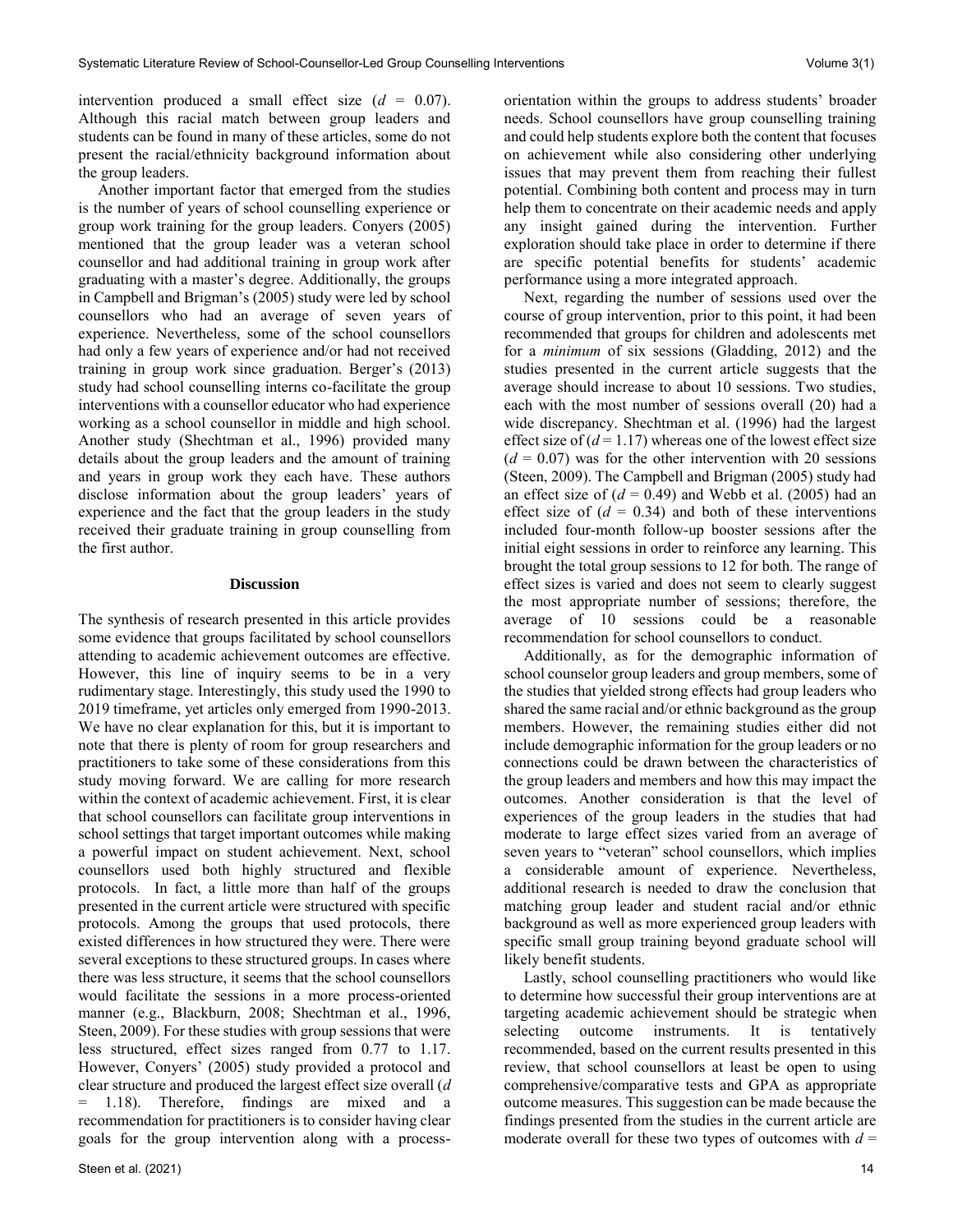intervention produced a small effect size ($d$ = 0.07). Although this racial match between group leaders and students can be found in many of these articles, some do not present the racial/ethnicity background information about the group leaders.

Another important factor that emerged from the studies is the number of years of school counselling experience or group work training for the group leaders. Conyers (2005) mentioned that the group leader was a veteran school counsellor and had additional training in group work after graduating with a master's degree. Additionally, the groups in Campbell and Brigman's (2005) study were led by school counsellors who had an average of seven years of experience. Nevertheless, some of the school counsellors had only a few years of experience and/or had not received training in group work since graduation. Berger's (2013) study had school counselling interns co-facilitate the group interventions with a counsellor educator who had experience working as a school counsellor in middle and high school. Another study (Shechtman et al., 1996) provided many details about the group leaders and the amount of training and years in group work they each have. These authors disclose information about the group leaders' years of experience and the fact that the group leaders in the study received their graduate training in group counselling from the first author.

## Discussion

The synthesis of research presented in this article provides some evidence that groups facilitated by school counsellors attending to academic achievement outcomes are effective. However, this line of inquiry seems to be in a very rudimentary stage. Interestingly, this study used the 1990 to 2019 timeframe, yet articles only emerged from 1990-2013. We have no clear explanation for this, but it is important to note that there is plenty of room for group researchers and practitioners to take some of these considerations from this study moving forward. We are calling for more research within the context of academic achievement. First, it is clear that school counsellors can facilitate group interventions in school settings that target important outcomes while making a powerful impact on student achievement. Next, school counsellors used both highly structured and flexible protocols. In fact, a little more than half of the groups presented in the current article were structured with specific protocols. Among the groups that used protocols, there existed differences in how structured they were. There were several exceptions to these structured groups. In cases where there was less structure, it seems that the school counsellors would facilitate the sessions in a more process-oriented manner (e.g., Blackburn, 2008; Shechtman et al., 1996, Steen, 2009). For these studies with group sessions that were less structured, effect sizes ranged from 0.77 to 1.17. However, Conyers' (2005) study provided a protocol and clear structure and produced the largest effect size overall ($d$ = 1.18). Therefore, findings are mixed and a recommendation for practitioners is to consider having clear goals for the group intervention along with a process-orientation within the groups to address students' broader needs. School counsellors have group counselling training and could help students explore both the content that focuses on achievement while also considering other underlying issues that may prevent them from reaching their fullest potential. Combining both content and process may in turn help them to concentrate on their academic needs and apply any insight gained during the intervention. Further exploration should take place in order to determine if there are specific potential benefits for students' academic performance using a more integrated approach.

Next, regarding the number of sessions used over the course of group intervention, prior to this point, it had been recommended that groups for children and adolescents met for a *minimum* of six sessions (Gladding, 2012) and the studies presented in the current article suggests that the average should increase to about 10 sessions. Two studies, each with the most number of sessions overall (20) had a wide discrepancy. Shechtman et al. (1996) had the largest effect size of ($d$ = 1.17) whereas one of the lowest effect size ($d$ = 0.07) was for the other intervention with 20 sessions (Steen, 2009). The Campbell and Brigman (2005) study had an effect size of ($d$ = 0.49) and Webb et al. (2005) had an effect size of ($d$ = 0.34) and both of these interventions included four-month follow-up booster sessions after the initial eight sessions in order to reinforce any learning. This brought the total group sessions to 12 for both. The range of effect sizes is varied and does not seem to clearly suggest the most appropriate number of sessions; therefore, the average of 10 sessions could be a reasonable recommendation for school counsellors to conduct.

Additionally, as for the demographic information of school counselor group leaders and group members, some of the studies that yielded strong effects had group leaders who shared the same racial and/or ethnic background as the group members. However, the remaining studies either did not include demographic information for the group leaders or no connections could be drawn between the characteristics of the group leaders and members and how this may impact the outcomes. Another consideration is that the level of experiences of the group leaders in the studies that had moderate to large effect sizes varied from an average of seven years to "veteran" school counsellors, which implies a considerable amount of experience. Nevertheless, additional research is needed to draw the conclusion that matching group leader and student racial and/or ethnic background as well as more experienced group leaders with specific small group training beyond graduate school will likely benefit students.

Lastly, school counselling practitioners who would like to determine how successful their group interventions are at targeting academic achievement should be strategic when selecting outcome instruments. It is tentatively recommended, based on the current results presented in this review, that school counsellors at least be open to using comprehensive/comparative tests and GPA as appropriate outcome measures. This suggestion can be made because the findings presented from the studies in the current article are moderate overall for these two types of outcomes with $d$ =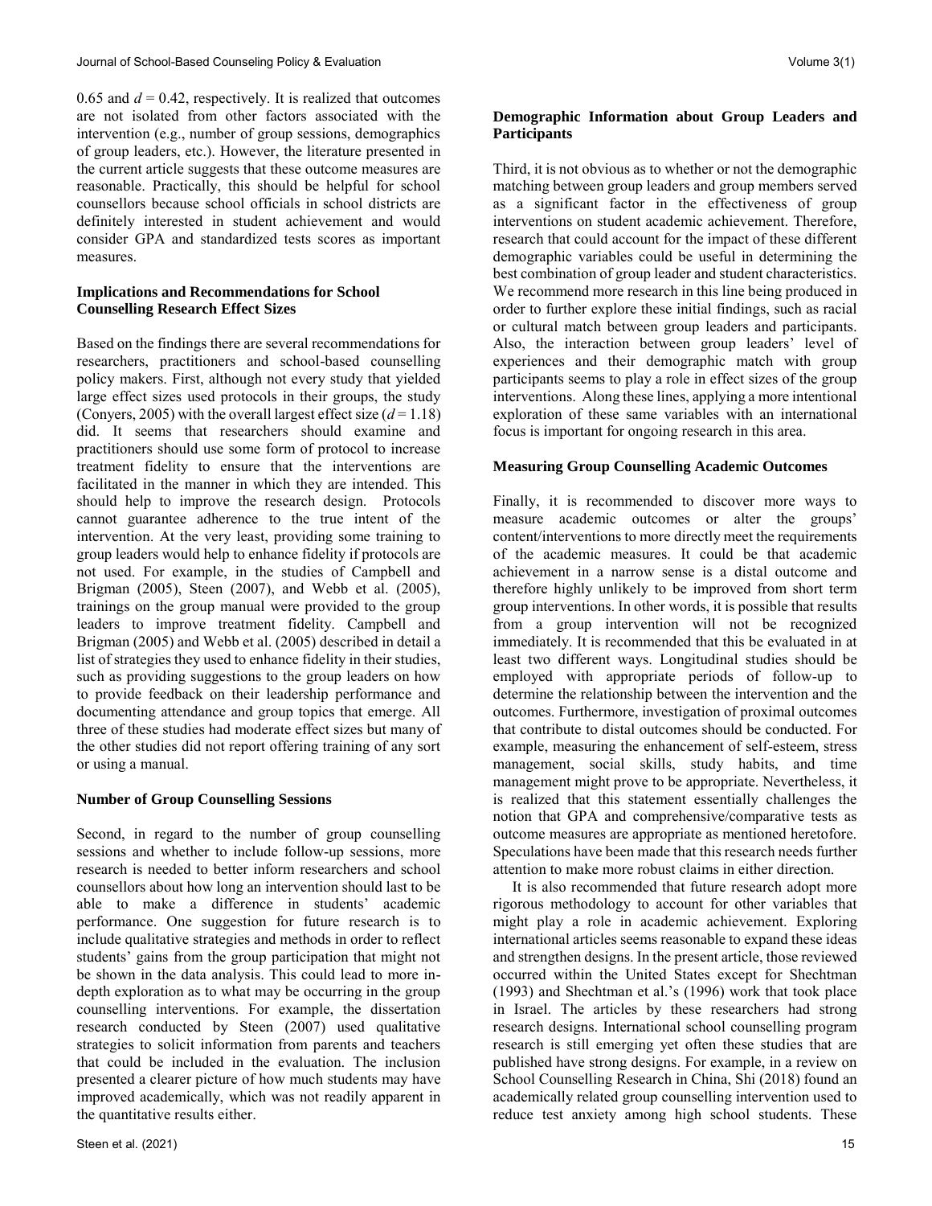0.65 and $d = 0.42$, respectively. It is realized that outcomes are not isolated from other factors associated with the intervention (e.g., number of group sessions, demographics of group leaders, etc.). However, the literature presented in the current article suggests that these outcome measures are reasonable. Practically, this should be helpful for school counsellors because school officials in school districts are definitely interested in student achievement and would consider GPA and standardized tests scores as important measures.

### Implications and Recommendations for School Counselling Research Effect Sizes

Based on the findings there are several recommendations for researchers, practitioners and school-based counselling policy makers. First, although not every study that yielded large effect sizes used protocols in their groups, the study (Conyers, 2005) with the overall largest effect size ($d = 1.18$) did. It seems that researchers should examine and practitioners should use some form of protocol to increase treatment fidelity to ensure that the interventions are facilitated in the manner in which they are intended. This should help to improve the research design. Protocols cannot guarantee adherence to the true intent of the intervention. At the very least, providing some training to group leaders would help to enhance fidelity if protocols are not used. For example, in the studies of Campbell and Brigman (2005), Steen (2007), and Webb et al. (2005), trainings on the group manual were provided to the group leaders to improve treatment fidelity. Campbell and Brigman (2005) and Webb et al. (2005) described in detail a list of strategies they used to enhance fidelity in their studies, such as providing suggestions to the group leaders on how to provide feedback on their leadership performance and documenting attendance and group topics that emerge. All three of these studies had moderate effect sizes but many of the other studies did not report offering training of any sort or using a manual.

### Number of Group Counselling Sessions

Second, in regard to the number of group counselling sessions and whether to include follow-up sessions, more research is needed to better inform researchers and school counsellors about how long an intervention should last to be able to make a difference in students' academic performance. One suggestion for future research is to include qualitative strategies and methods in order to reflect students' gains from the group participation that might not be shown in the data analysis. This could lead to more in-depth exploration as to what may be occurring in the group counselling interventions. For example, the dissertation research conducted by Steen (2007) used qualitative strategies to solicit information from parents and teachers that could be included in the evaluation. The inclusion presented a clearer picture of how much students may have improved academically, which was not readily apparent in the quantitative results either.

### Demographic Information about Group Leaders and Participants

Third, it is not obvious as to whether or not the demographic matching between group leaders and group members served as a significant factor in the effectiveness of group interventions on student academic achievement. Therefore, research that could account for the impact of these different demographic variables could be useful in determining the best combination of group leader and student characteristics. We recommend more research in this line being produced in order to further explore these initial findings, such as racial or cultural match between group leaders and participants. Also, the interaction between group leaders' level of experiences and their demographic match with group participants seems to play a role in effect sizes of the group interventions. Along these lines, applying a more intentional exploration of these same variables with an international focus is important for ongoing research in this area.

### Measuring Group Counselling Academic Outcomes

Finally, it is recommended to discover more ways to measure academic outcomes or alter the groups' content/interventions to more directly meet the requirements of the academic measures. It could be that academic achievement in a narrow sense is a distal outcome and therefore highly unlikely to be improved from short term group interventions. In other words, it is possible that results from a group intervention will not be recognized immediately. It is recommended that this be evaluated in at least two different ways. Longitudinal studies should be employed with appropriate periods of follow-up to determine the relationship between the intervention and the outcomes. Furthermore, investigation of proximal outcomes that contribute to distal outcomes should be conducted. For example, measuring the enhancement of self-esteem, stress management, social skills, study habits, and time management might prove to be appropriate. Nevertheless, it is realized that this statement essentially challenges the notion that GPA and comprehensive/comparative tests as outcome measures are appropriate as mentioned heretofore. Speculations have been made that this research needs further attention to make more robust claims in either direction.

It is also recommended that future research adopt more rigorous methodology to account for other variables that might play a role in academic achievement. Exploring international articles seems reasonable to expand these ideas and strengthen designs. In the present article, those reviewed occurred within the United States except for Shechtman (1993) and Shechtman et al.'s (1996) work that took place in Israel. The articles by these researchers had strong research designs. International school counselling program research is still emerging yet often these studies that are published have strong designs. For example, in a review on School Counselling Research in China, Shi (2018) found an academically related group counselling intervention used to reduce test anxiety among high school students. These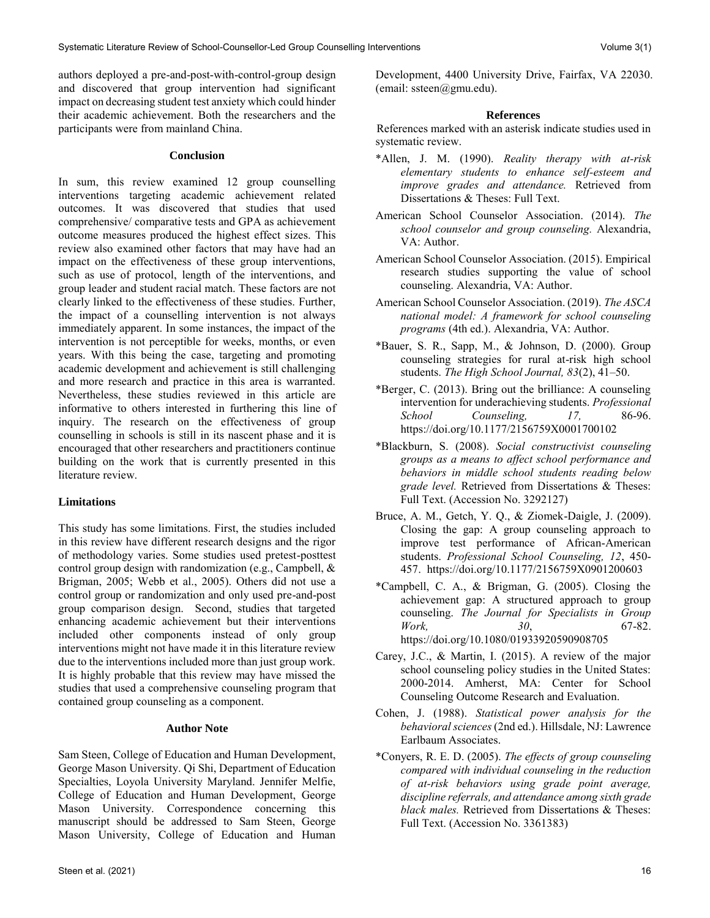authors deployed a pre-and-post-with-control-group design and discovered that group intervention had significant impact on decreasing student test anxiety which could hinder their academic achievement. Both the researchers and the participants were from mainland China.

## Conclusion

In sum, this review examined 12 group counselling interventions targeting academic achievement related outcomes. It was discovered that studies that used comprehensive/ comparative tests and GPA as achievement outcome measures produced the highest effect sizes. This review also examined other factors that may have had an impact on the effectiveness of these group interventions, such as use of protocol, length of the interventions, and group leader and student racial match. These factors are not clearly linked to the effectiveness of these studies. Further, the impact of a counselling intervention is not always immediately apparent. In some instances, the impact of the intervention is not perceptible for weeks, months, or even years. With this being the case, targeting and promoting academic development and achievement is still challenging and more research and practice in this area is warranted. Nevertheless, these studies reviewed in this article are informative to others interested in furthering this line of inquiry. The research on the effectiveness of group counselling in schools is still in its nascent phase and it is encouraged that other researchers and practitioners continue building on the work that is currently presented in this literature review.

### Limitations

This study has some limitations. First, the studies included in this review have different research designs and the rigor of methodology varies. Some studies used pretest-posttest control group design with randomization (e.g., Campbell, & Brigman, 2005; Webb et al., 2005). Others did not use a control group or randomization and only used pre-and-post group comparison design. Second, studies that targeted enhancing academic achievement but their interventions included other components instead of only group interventions might not have made it in this literature review due to the interventions included more than just group work. It is highly probable that this review may have missed the studies that used a comprehensive counseling program that contained group counseling as a component.

## Author Note

Sam Steen, College of Education and Human Development, George Mason University. Qi Shi, Department of Education Specialties, Loyola University Maryland. Jennifer Melfie, College of Education and Human Development, George Mason University. Correspondence concerning this manuscript should be addressed to Sam Steen, George Mason University, College of Education and Human Development, 4400 University Drive, Fairfax, VA 22030. (email: ssteen@gmu.edu).

## References

References marked with an asterisk indicate studies used in systematic review.

*Allen, J. M. (1990). *Reality therapy with at-risk elementary students to enhance self-esteem and improve grades and attendance.* Retrieved from Dissertations & Theses: Full Text.

American School Counselor Association. (2014). *The school counselor and group counseling.* Alexandria, VA: Author.

American School Counselor Association. (2015). Empirical research studies supporting the value of school counseling. Alexandria, VA: Author.

American School Counselor Association. (2019). *The ASCA national model: A framework for school counseling programs* (4th ed.). Alexandria, VA: Author.

*Bauer, S. R., Sapp, M., & Johnson, D. (2000). Group counseling strategies for rural at-risk high school students. *The High School Journal, 83*(2), 41–50.

*Berger, C. (2013). Bring out the brilliance: A counseling intervention for underachieving students. *Professional School Counseling, 17,* 86-96. https://doi.org/10.1177/2156759X0001700102

*Blackburn, S. (2008). *Social constructivist counseling groups as a means to affect school performance and behaviors in middle school students reading below grade level.* Retrieved from Dissertations & Theses: Full Text. (Accession No. 3292127)

Bruce, A. M., Getch, Y. Q., & Ziomek-Daigle, J. (2009). Closing the gap: A group counseling approach to improve test performance of African-American students. *Professional School Counseling, 12*, 450-457. https://doi.org/10.1177/2156759X0901200603

*Campbell, C. A., & Brigman, G. (2005). Closing the achievement gap: A structured approach to group counseling. *The Journal for Specialists in Group Work, 30*, 67-82. https://doi.org/10.1080/01933920590908705

Carey, J.C., & Martin, I. (2015). A review of the major school counseling policy studies in the United States: 2000-2014. Amherst, MA: Center for School Counseling Outcome Research and Evaluation.

Cohen, J. (1988). *Statistical power analysis for the behavioral sciences* (2nd ed.). Hillsdale, NJ: Lawrence Earlbaum Associates.

*Conyers, R. E. D. (2005). *The effects of group counseling compared with individual counseling in the reduction of at-risk behaviors using grade point average, discipline referrals, and attendance among sixth grade black males.* Retrieved from Dissertations & Theses: Full Text. (Accession No. 3361383)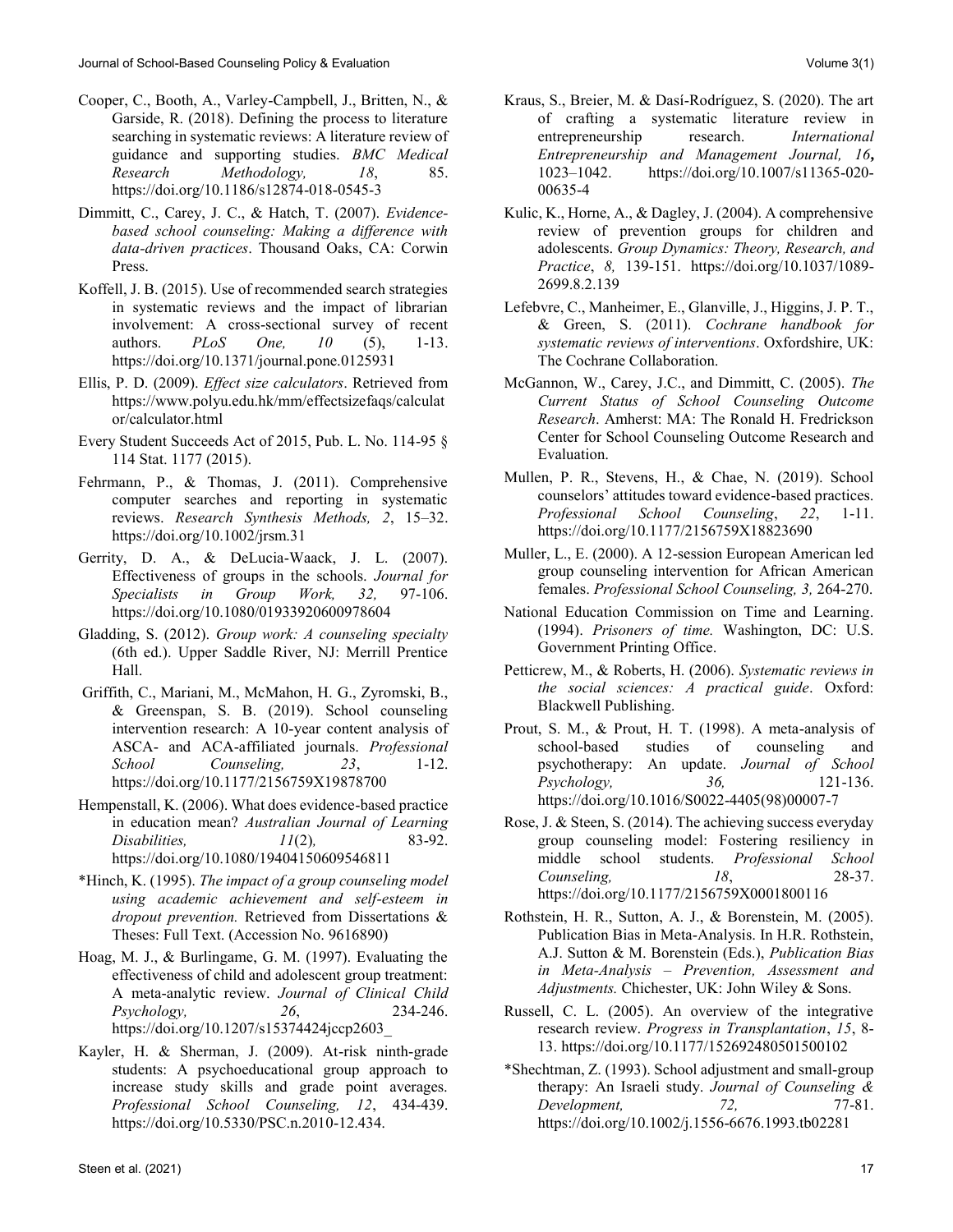Cooper, C., Booth, A., Varley-Campbell, J., Britten, N., & Garside, R. (2018). Defining the process to literature searching in systematic reviews: A literature review of guidance and supporting studies. *BMC Medical Research Methodology, 18*, 85. https://doi.org/10.1186/s12874-018-0545-3

Dimmitt, C., Carey, J. C., & Hatch, T. (2007). *Evidence-based school counseling: Making a difference with data-driven practices*. Thousand Oaks, CA: Corwin Press.

Koffell, J. B. (2015). Use of recommended search strategies in systematic reviews and the impact of librarian involvement: A cross-sectional survey of recent authors. *PLoS One, 10* (5), 1-13. https://doi.org/10.1371/journal.pone.0125931

Ellis, P. D. (2009). *Effect size calculators*. Retrieved from https://www.polyu.edu.hk/mm/effectsizefaqs/calculator/calculator.html

Every Student Succeeds Act of 2015, Pub. L. No. 114-95 § 114 Stat. 1177 (2015).

Fehrmann, P., & Thomas, J. (2011). Comprehensive computer searches and reporting in systematic reviews. *Research Synthesis Methods, 2*, 15–32. https://doi.org/10.1002/jrsm.31

Gerrity, D. A., & DeLucia-Waack, J. L. (2007). Effectiveness of groups in the schools. *Journal for Specialists in Group Work, 32,* 97-106. https://doi.org/10.1080/01933920600978604

Gladding, S. (2012). *Group work: A counseling specialty* (6th ed.). Upper Saddle River, NJ: Merrill Prentice Hall.

Griffith, C., Mariani, M., McMahon, H. G., Zyromski, B., & Greenspan, S. B. (2019). School counseling intervention research: A 10-year content analysis of ASCA- and ACA-affiliated journals. *Professional School Counseling, 23*, 1-12. https://doi.org/10.1177/2156759X19878700

Hempenstall, K. (2006). What does evidence-based practice in education mean? *Australian Journal of Learning Disabilities, 11*(2)*,* 83-92. https://doi.org/10.1080/19404150609546811

*Hinch, K. (1995). *The impact of a group counseling model using academic achievement and self-esteem in dropout prevention.* Retrieved from Dissertations & Theses: Full Text. (Accession No. 9616890)

Hoag, M. J., & Burlingame, G. M. (1997). Evaluating the effectiveness of child and adolescent group treatment: A meta-analytic review. *Journal of Clinical Child Psychology, 26*, 234-246. https://doi.org/10.1207/s15374424jccp2603_

Kayler, H. & Sherman, J. (2009). At-risk ninth-grade students: A psychoeducational group approach to increase study skills and grade point averages. *Professional School Counseling, 12*, 434-439. https://doi.org/10.5330/PSC.n.2010-12.434.

Kraus, S., Breier, M. & Dasí-Rodríguez, S. (2020). The art of crafting a systematic literature review in entrepreneurship research. *International Entrepreneurship and Management Journal, 16***,** 1023–1042. https://doi.org/10.1007/s11365-020-00635-4

Kulic, K., Horne, A., & Dagley, J. (2004). A comprehensive review of prevention groups for children and adolescents. *Group Dynamics: Theory, Research, and Practice*, *8,* 139-151. https://doi.org/10.1037/1089-2699.8.2.139

Lefebvre, C., Manheimer, E., Glanville, J., Higgins, J. P. T., & Green, S. (2011). *Cochrane handbook for systematic reviews of interventions*. Oxfordshire, UK: The Cochrane Collaboration.

McGannon, W., Carey, J.C., and Dimmitt, C. (2005). *The Current Status of School Counseling Outcome Research*. Amherst: MA: The Ronald H. Fredrickson Center for School Counseling Outcome Research and Evaluation.

Mullen, P. R., Stevens, H., & Chae, N. (2019). School counselors' attitudes toward evidence-based practices. *Professional School Counseling*, *22*, 1-11. https://doi.org/10.1177/2156759X18823690

Muller, L., E. (2000). A 12-session European American led group counseling intervention for African American females. *Professional School Counseling, 3,* 264-270.

National Education Commission on Time and Learning. (1994). *Prisoners of time.* Washington, DC: U.S. Government Printing Office.

Petticrew, M., & Roberts, H. (2006). *Systematic reviews in the social sciences: A practical guide*. Oxford: Blackwell Publishing.

Prout, S. M., & Prout, H. T. (1998). A meta-analysis of school-based studies of counseling and psychotherapy: An update. *Journal of School Psychology, 36,* 121-136. https://doi.org/10.1016/S0022-4405(98)00007-7

Rose, J. & Steen, S. (2014). The achieving success everyday group counseling model: Fostering resiliency in middle school students. *Professional School Counseling, 18*, 28-37. https://doi.org/10.1177/2156759X0001800116

Rothstein, H. R., Sutton, A. J., & Borenstein, M. (2005). Publication Bias in Meta-Analysis. In H.R. Rothstein, A.J. Sutton & M. Borenstein (Eds.), *Publication Bias in Meta-Analysis – Prevention, Assessment and Adjustments.* Chichester, UK: John Wiley & Sons.

Russell, C. L. (2005). An overview of the integrative research review. *Progress in Transplantation*, *15*, 8-13. https://doi.org/10.1177/152692480501500102

*Shechtman, Z. (1993). School adjustment and small-group therapy: An Israeli study. *Journal of Counseling & Development, 72,* 77-81. https://doi.org/10.1002/j.1556-6676.1993.tb02281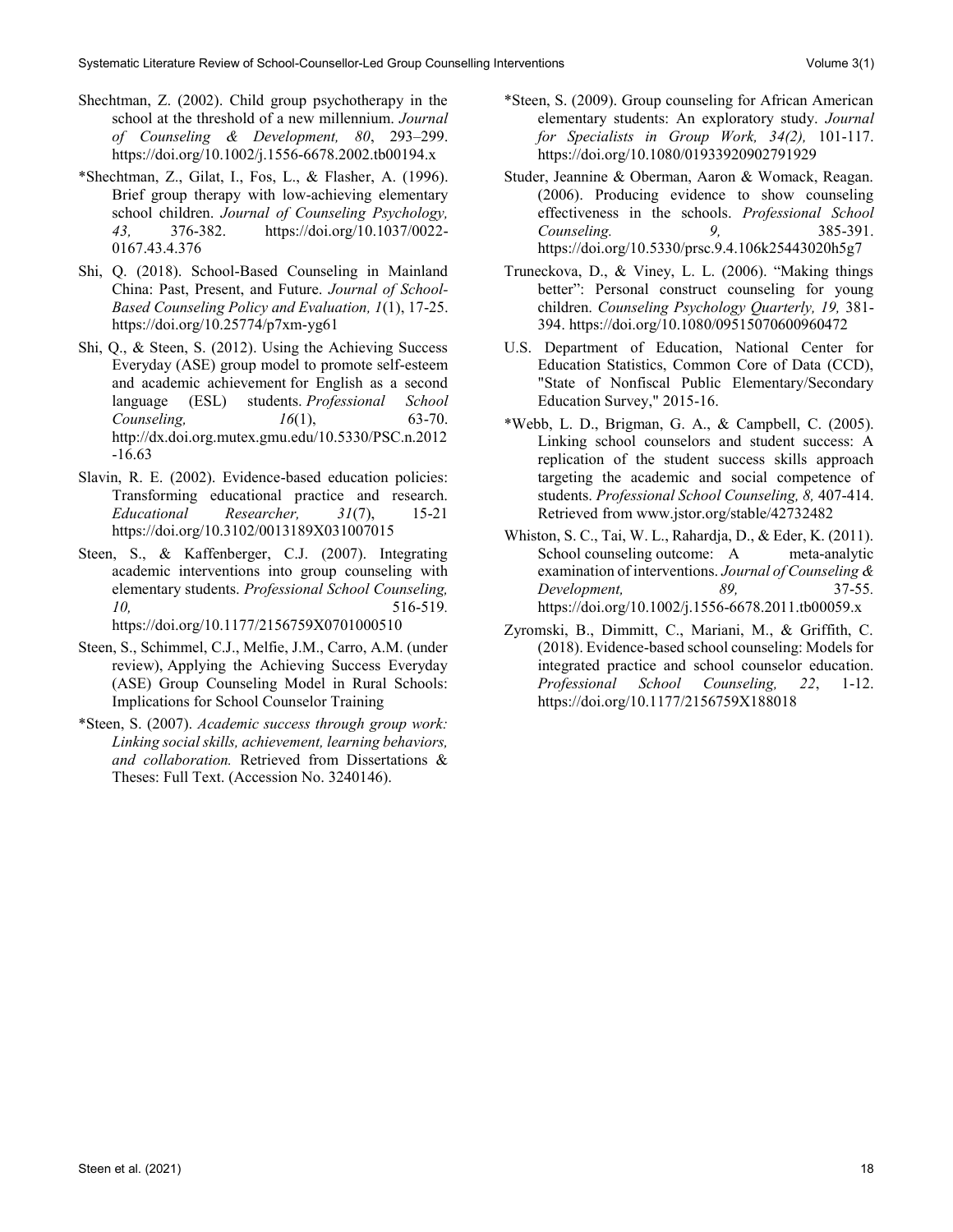Shechtman, Z. (2002). Child group psychotherapy in the school at the threshold of a new millennium. *Journal of Counseling & Development, 80*, 293–299. https://doi.org/10.1002/j.1556-6678.2002.tb00194.x

*Shechtman, Z., Gilat, I., Fos, L., & Flasher, A. (1996). Brief group therapy with low-achieving elementary school children. *Journal of Counseling Psychology, 43,* 376-382. https://doi.org/10.1037/0022-0167.43.4.376

Shi, Q. (2018). School-Based Counseling in Mainland China: Past, Present, and Future. *Journal of School-Based Counseling Policy and Evaluation, 1*(1), 17-25. https://doi.org/10.25774/p7xm-yg61

Shi, Q., & Steen, S. (2012). Using the Achieving Success Everyday (ASE) group model to promote self-esteem and academic achievement for English as a second language (ESL) students. *Professional School Counseling, 16*(1), 63-70. http://dx.doi.org.mutex.gmu.edu/10.5330/PSC.n.2012-16.63

Slavin, R. E. (2002). Evidence-based education policies: Transforming educational practice and research. *Educational Researcher, 31*(7), 15-21 https://doi.org/10.3102/0013189X031007015

Steen, S., & Kaffenberger, C.J. (2007). Integrating academic interventions into group counseling with elementary students. *Professional School Counseling, 10,* 516-519. https://doi.org/10.1177/2156759X0701000510

Steen, S., Schimmel, C.J., Melfie, J.M., Carro, A.M. (under review), Applying the Achieving Success Everyday (ASE) Group Counseling Model in Rural Schools: Implications for School Counselor Training

*Steen, S. (2007). *Academic success through group work: Linking social skills, achievement, learning behaviors, and collaboration.* Retrieved from Dissertations & Theses: Full Text. (Accession No. 3240146).

*Steen, S. (2009). Group counseling for African American elementary students: An exploratory study. *Journal for Specialists in Group Work, 34(2),* 101-117. https://doi.org/10.1080/01933920902791929

Studer, Jeannine & Oberman, Aaron & Womack, Reagan. (2006). Producing evidence to show counseling effectiveness in the schools. *Professional School Counseling. 9,* 385-391. https://doi.org/10.5330/prsc.9.4.106k25443020h5g7

Truneckova, D., & Viney, L. L. (2006). "Making things better": Personal construct counseling for young children. *Counseling Psychology Quarterly, 19,* 381-394. https://doi.org/10.1080/09515070600960472

U.S. Department of Education, National Center for Education Statistics, Common Core of Data (CCD), "State of Nonfiscal Public Elementary/Secondary Education Survey," 2015-16.

*Webb, L. D., Brigman, G. A., & Campbell, C. (2005). Linking school counselors and student success: A replication of the student success skills approach targeting the academic and social competence of students. *Professional School Counseling, 8,* 407-414. Retrieved from www.jstor.org/stable/42732482

Whiston, S. C., Tai, W. L., Rahardja, D., & Eder, K. (2011). School counseling outcome: A meta-analytic examination of interventions. *Journal of Counseling & Development, 89,* 37-55. https://doi.org/10.1002/j.1556-6678.2011.tb00059.x

Zyromski, B., Dimmitt, C., Mariani, M., & Griffith, C. (2018). Evidence-based school counseling: Models for integrated practice and school counselor education. *Professional School Counseling, 22*, 1-12. https://doi.org/10.1177/2156759X188018